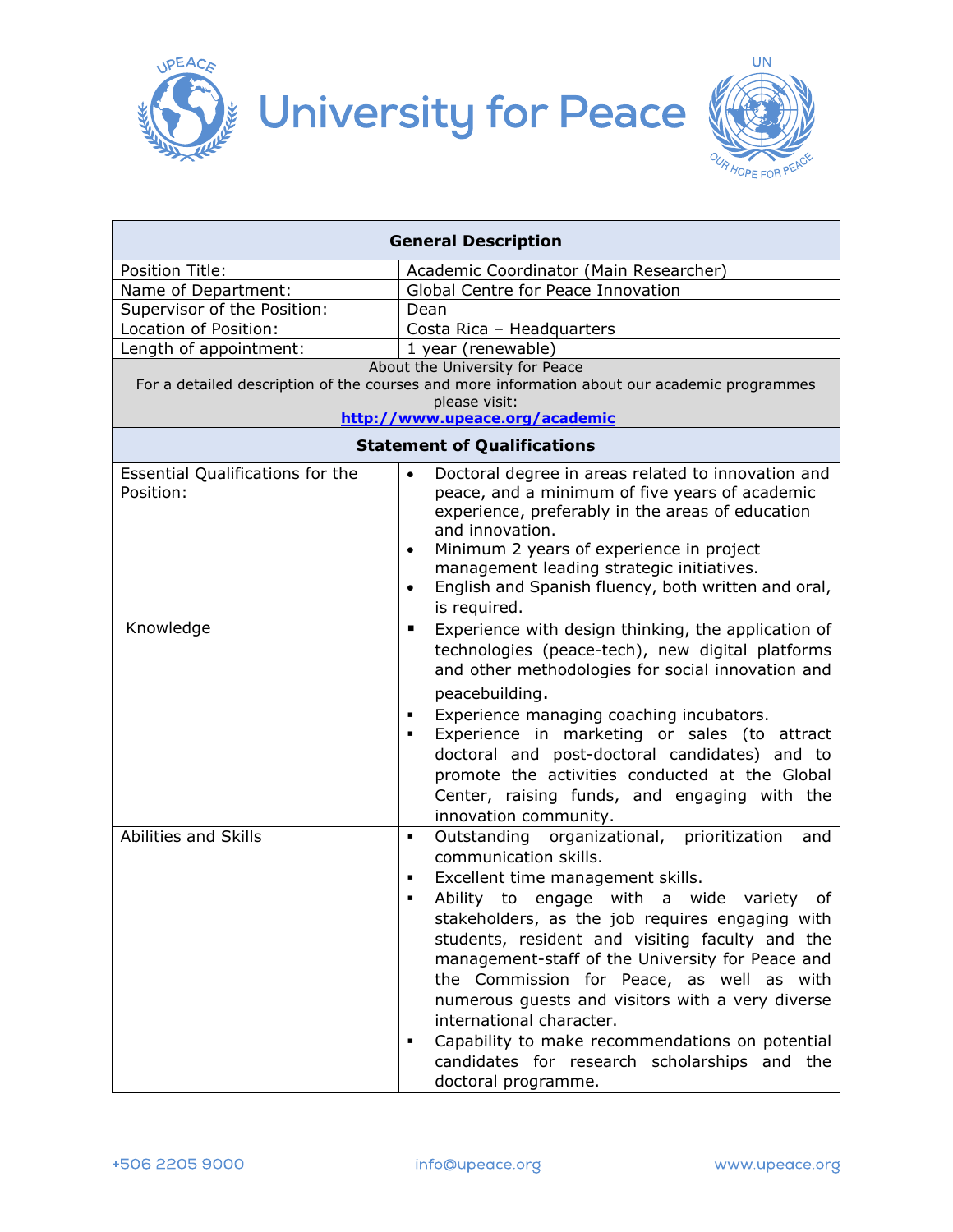# University for Peace

| General Description | |
|---|---|
| Position Title: | Academic Coordinator (Main Researcher) |
| Name of Department: | Global Centre for Peace Innovation |
| Supervisor of the Position: | Dean |
| Location of Position: | Costa Rica – Headquarters |
| Length of appointment: | 1 year (renewable) |

About the University for Peace
For a detailed description of the courses and more information about our academic programmes please visit:
**http://www.upeace.org/academic**

| Statement of Qualifications | |
|---|---|
| Essential Qualifications for the Position: | • Doctoral degree in areas related to innovation and peace, and a minimum of five years of academic experience, preferably in the areas of education and innovation.<br>• Minimum 2 years of experience in project management leading strategic initiatives.<br>• English and Spanish fluency, both written and oral, is required. |
| Knowledge | ▪ Experience with design thinking, the application of technologies (peace-tech), new digital platforms and other methodologies for social innovation and peacebuilding.<br>▪ Experience managing coaching incubators.<br>▪ Experience in marketing or sales (to attract doctoral and post-doctoral candidates) and to promote the activities conducted at the Global Center, raising funds, and engaging with the innovation community. |
| Abilities and Skills | ▪ Outstanding organizational, prioritization and communication skills.<br>▪ Excellent time management skills.<br>▪ Ability to engage with a wide variety of stakeholders, as the job requires engaging with students, resident and visiting faculty and the management-staff of the University for Peace and the Commission for Peace, as well as with numerous guests and visitors with a very diverse international character.<br>▪ Capability to make recommendations on potential candidates for research scholarships and the doctoral programme. |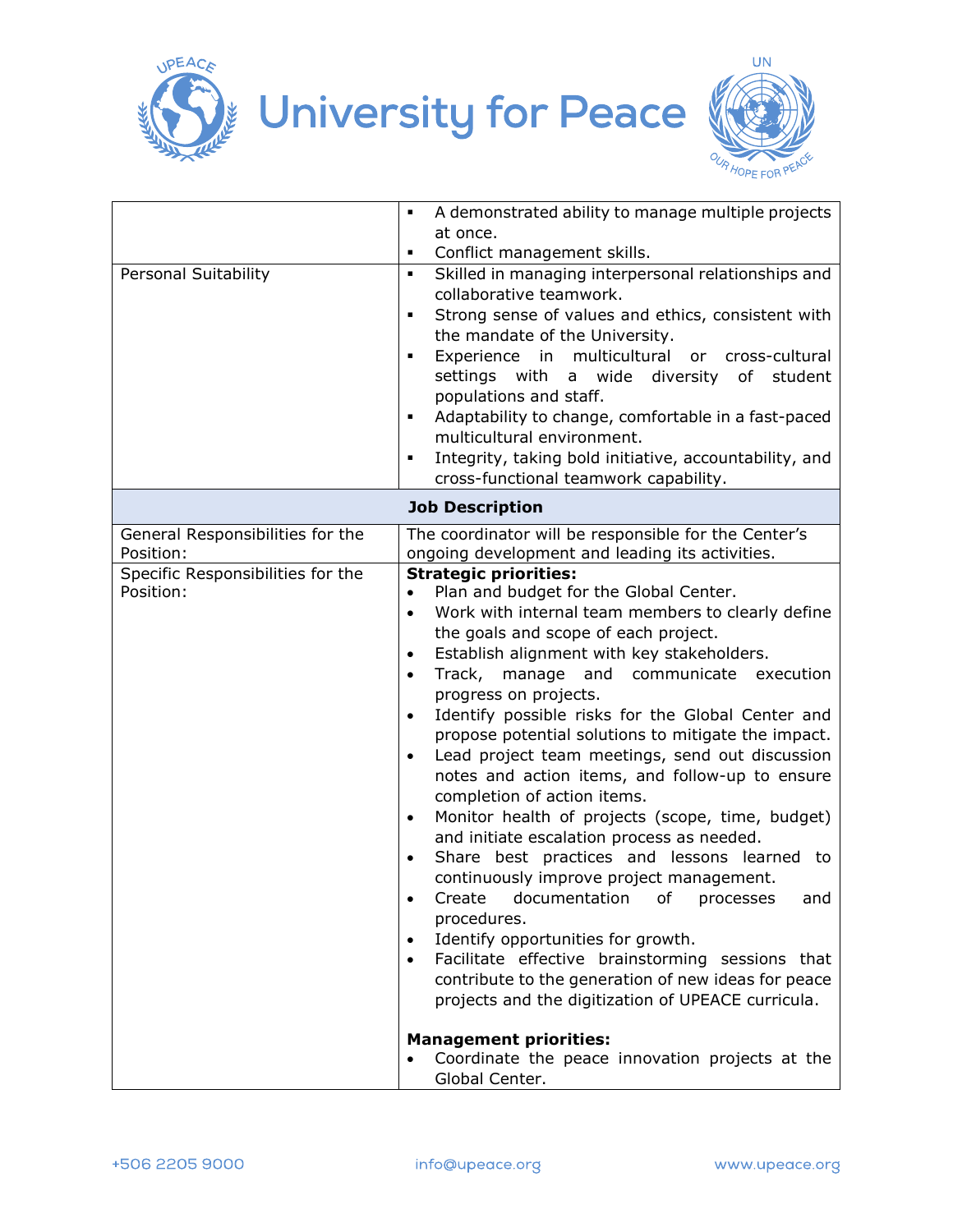| | |
|---|---|
| | ▪ A demonstrated ability to manage multiple projects at once.<br>▪ Conflict management skills. |
| Personal Suitability | ▪ Skilled in managing interpersonal relationships and collaborative teamwork.<br>▪ Strong sense of values and ethics, consistent with the mandate of the University.<br>▪ Experience in multicultural or cross-cultural settings with a wide diversity of student populations and staff.<br>▪ Adaptability to change, comfortable in a fast-paced multicultural environment.<br>▪ Integrity, taking bold initiative, accountability, and cross-functional teamwork capability. |
| **Job Description** | |
| General Responsibilities for the Position: | The coordinator will be responsible for the Center's ongoing development and leading its activities. |
| Specific Responsibilities for the Position: | **Strategic priorities:**<br>• Plan and budget for the Global Center.<br>• Work with internal team members to clearly define the goals and scope of each project.<br>• Establish alignment with key stakeholders.<br>• Track, manage and communicate execution progress on projects.<br>• Identify possible risks for the Global Center and propose potential solutions to mitigate the impact.<br>• Lead project team meetings, send out discussion notes and action items, and follow-up to ensure completion of action items.<br>• Monitor health of projects (scope, time, budget) and initiate escalation process as needed.<br>• Share best practices and lessons learned to continuously improve project management.<br>• Create documentation of processes and procedures.<br>• Identify opportunities for growth.<br>• Facilitate effective brainstorming sessions that contribute to the generation of new ideas for peace projects and the digitization of UPEACE curricula.<br><br>**Management priorities:**<br>• Coordinate the peace innovation projects at the Global Center. |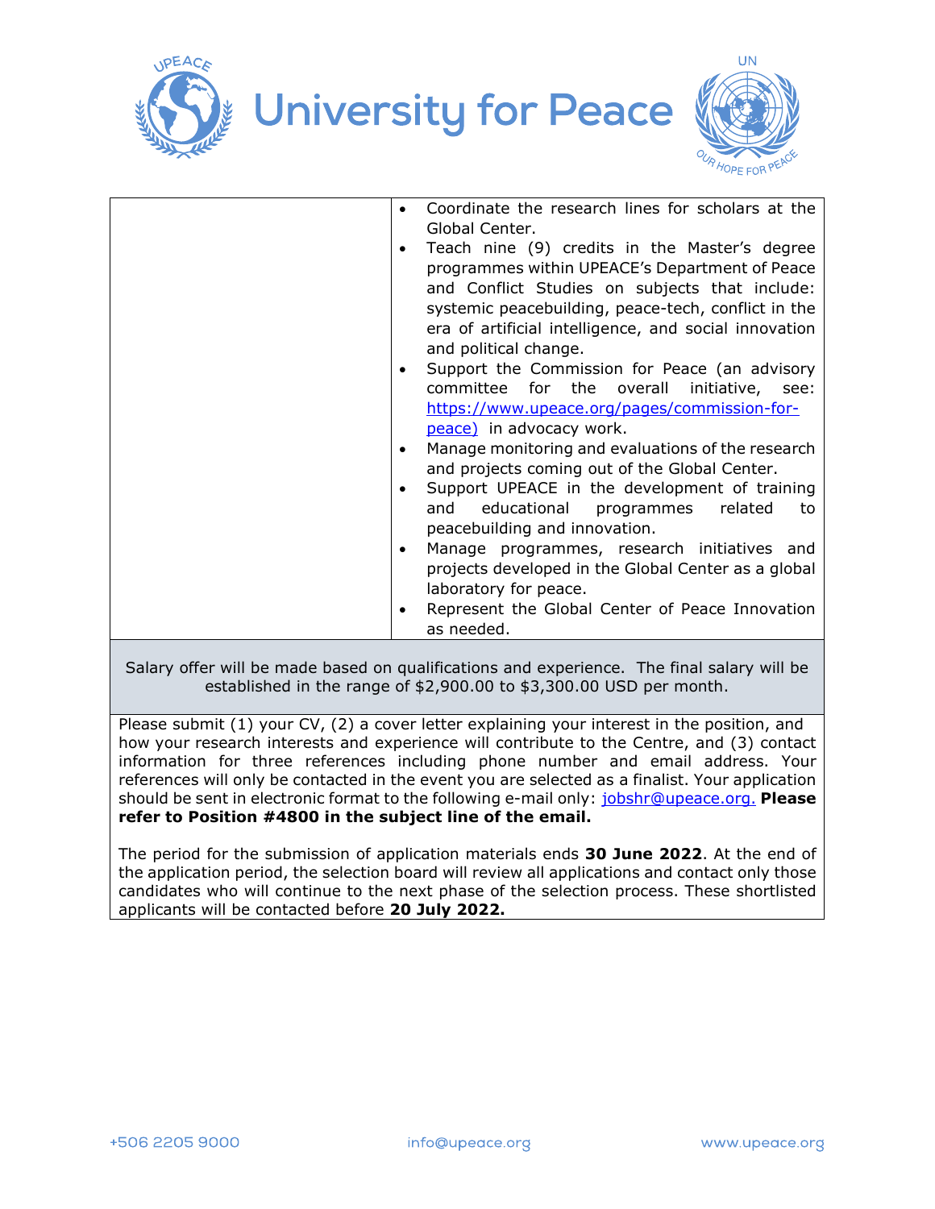| | |
|---|---|
| | • Coordinate the research lines for scholars at the Global Center.<br>• Teach nine (9) credits in the Master's degree programmes within UPEACE's Department of Peace and Conflict Studies on subjects that include: systemic peacebuilding, peace-tech, conflict in the era of artificial intelligence, and social innovation and political change.<br>• Support the Commission for Peace (an advisory committee for the overall initiative, see: https://www.upeace.org/pages/commission-for-peace) in advocacy work.<br>• Manage monitoring and evaluations of the research and projects coming out of the Global Center.<br>• Support UPEACE in the development of training and educational programmes related to peacebuilding and innovation.<br>• Manage programmes, research initiatives and projects developed in the Global Center as a global laboratory for peace.<br>• Represent the Global Center of Peace Innovation as needed. |

Salary offer will be made based on qualifications and experience. The final salary will be established in the range of $2,900.00 to $3,300.00 USD per month.

Please submit (1) your CV, (2) a cover letter explaining your interest in the position, and how your research interests and experience will contribute to the Centre, and (3) contact information for three references including phone number and email address. Your references will only be contacted in the event you are selected as a finalist. Your application should be sent in electronic format to the following e-mail only: jobshr@upeace.org. **Please refer to Position #4800 in the subject line of the email.**

The period for the submission of application materials ends **30 June 2022**. At the end of the application period, the selection board will review all applications and contact only those candidates who will continue to the next phase of the selection process. These shortlisted applicants will be contacted before **20 July 2022.**